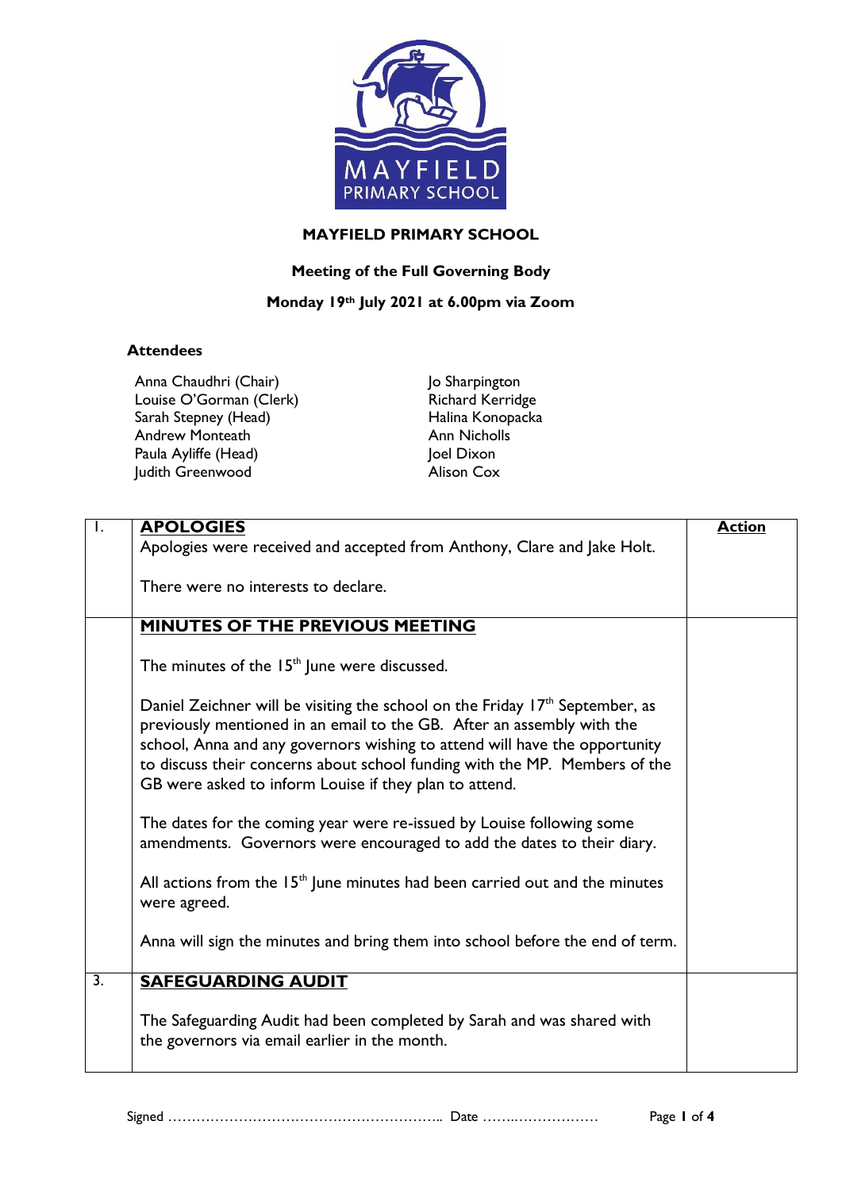# MAYFIELD PRIMARY SCHOOL

## Meeting of the Full Governing Body

### Monday 19th July 2021 at 6.00pm via Zoom

**Attendees**

| | |
|---|---|
| Anna Chaudhri (Chair) | Jo Sharpington |
| Louise O'Gorman (Clerk) | Richard Kerridge |
| Sarah Stepney (Head) | Halina Konopacka |
| Andrew Monteath | Ann Nicholls |
| Paula Ayliffe (Head) | Joel Dixon |
| Judith Greenwood | Alison Cox |

| 1. | **APOLOGIES**<br>Apologies were received and accepted from Anthony, Clare and Jake Holt.<br><br>There were no interests to declare. | **Action** |
|---|---|---|
| | **MINUTES OF THE PREVIOUS MEETING**<br><br>The minutes of the 15th June were discussed.<br><br>Daniel Zeichner will be visiting the school on the Friday 17th September, as previously mentioned in an email to the GB. After an assembly with the school, Anna and any governors wishing to attend will have the opportunity to discuss their concerns about school funding with the MP. Members of the GB were asked to inform Louise if they plan to attend.<br><br>The dates for the coming year were re-issued by Louise following some amendments. Governors were encouraged to add the dates to their diary.<br><br>All actions from the 15th June minutes had been carried out and the minutes were agreed.<br><br>Anna will sign the minutes and bring them into school before the end of term. | |
| 3. | **SAFEGUARDING AUDIT**<br><br>The Safeguarding Audit had been completed by Sarah and was shared with the governors via email earlier in the month. | |

Signed …………………………………………………….. Date ……..………………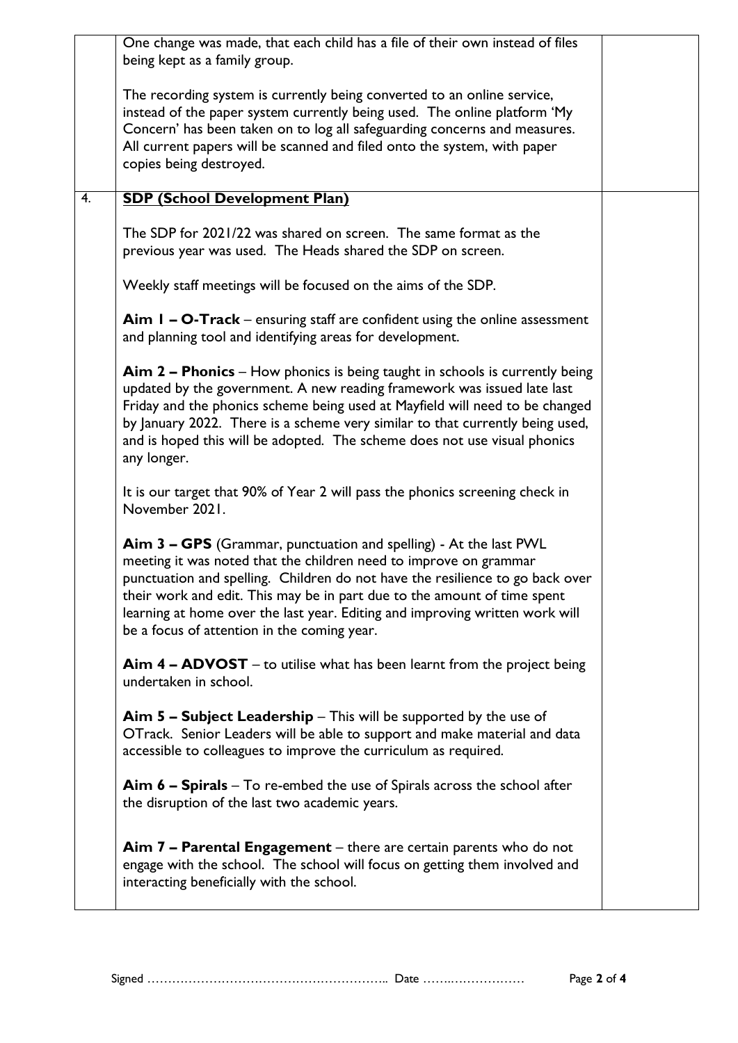| | | |
|---|---|---|
| | One change was made, that each child has a file of their own instead of files being kept as a family group.<br><br>The recording system is currently being converted to an online service, instead of the paper system currently being used. The online platform 'My Concern' has been taken on to log all safeguarding concerns and measures. All current papers will be scanned and filed onto the system, with paper copies being destroyed. | |
| 4. | **SDP (School Development Plan)**<br><br>The SDP for 2021/22 was shared on screen. The same format as the previous year was used. The Heads shared the SDP on screen.<br><br>Weekly staff meetings will be focused on the aims of the SDP.<br><br>**Aim 1 – O-Track** – ensuring staff are confident using the online assessment and planning tool and identifying areas for development.<br><br>**Aim 2 – Phonics** – How phonics is being taught in schools is currently being updated by the government. A new reading framework was issued late last Friday and the phonics scheme being used at Mayfield will need to be changed by January 2022. There is a scheme very similar to that currently being used, and is hoped this will be adopted. The scheme does not use visual phonics any longer.<br><br>It is our target that 90% of Year 2 will pass the phonics screening check in November 2021.<br><br>**Aim 3 – GPS** (Grammar, punctuation and spelling) - At the last PWL meeting it was noted that the children need to improve on grammar punctuation and spelling. Children do not have the resilience to go back over their work and edit. This may be in part due to the amount of time spent learning at home over the last year. Editing and improving written work will be a focus of attention in the coming year.<br><br>**Aim 4 – ADVOST** – to utilise what has been learnt from the project being undertaken in school.<br><br>**Aim 5 – Subject Leadership** – This will be supported by the use of OTrack. Senior Leaders will be able to support and make material and data accessible to colleagues to improve the curriculum as required.<br><br>**Aim 6 – Spirals** – To re-embed the use of Spirals across the school after the disruption of the last two academic years.<br><br>**Aim 7 – Parental Engagement** – there are certain parents who do not engage with the school. The school will focus on getting them involved and interacting beneficially with the school. | |

Signed …………………………………………………….. Date ……..………………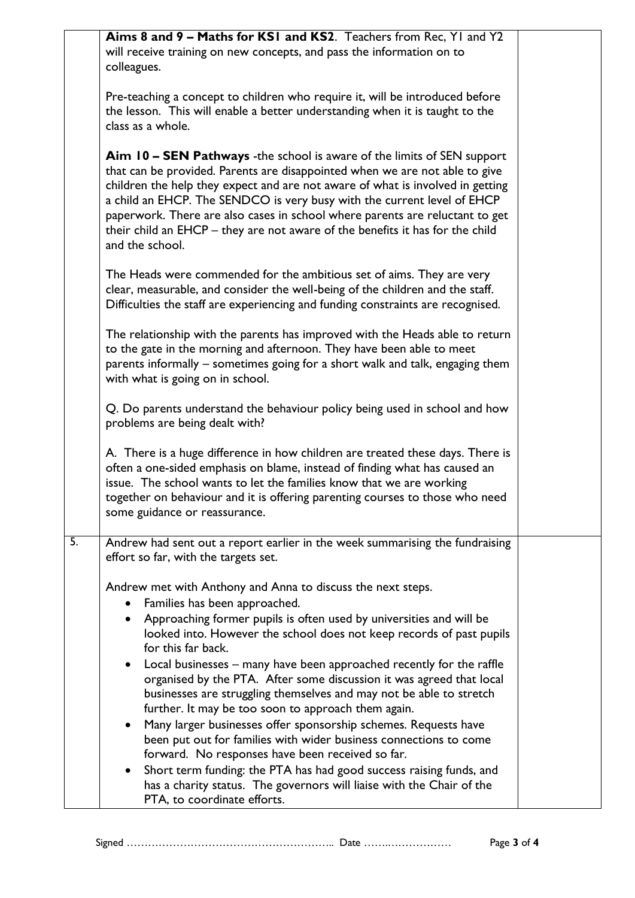| | | |
|---|---|---|
| | **Aims 8 and 9 – Maths for KS1 and KS2**. Teachers from Rec, Y1 and Y2 will receive training on new concepts, and pass the information on to colleagues.<br><br>Pre-teaching a concept to children who require it, will be introduced before the lesson. This will enable a better understanding when it is taught to the class as a whole.<br><br>**Aim 10 – SEN Pathways** -the school is aware of the limits of SEN support that can be provided. Parents are disappointed when we are not able to give children the help they expect and are not aware of what is involved in getting a child an EHCP. The SENDCO is very busy with the current level of EHCP paperwork. There are also cases in school where parents are reluctant to get their child an EHCP – they are not aware of the benefits it has for the child and the school.<br><br>The Heads were commended for the ambitious set of aims. They are very clear, measurable, and consider the well-being of the children and the staff. Difficulties the staff are experiencing and funding constraints are recognised.<br><br>The relationship with the parents has improved with the Heads able to return to the gate in the morning and afternoon. They have been able to meet parents informally – sometimes going for a short walk and talk, engaging them with what is going on in school.<br><br>Q. Do parents understand the behaviour policy being used in school and how problems are being dealt with?<br><br>A. There is a huge difference in how children are treated these days. There is often a one-sided emphasis on blame, instead of finding what has caused an issue. The school wants to let the families know that we are working together on behaviour and it is offering parenting courses to those who need some guidance or reassurance. | |
| 5. | Andrew had sent out a report earlier in the week summarising the fundraising effort so far, with the targets set.<br><br>Andrew met with Anthony and Anna to discuss the next steps.<br>• Families has been approached.<br>• Approaching former pupils is often used by universities and will be looked into. However the school does not keep records of past pupils for this far back.<br>• Local businesses – many have been approached recently for the raffle organised by the PTA. After some discussion it was agreed that local businesses are struggling themselves and may not be able to stretch further. It may be too soon to approach them again.<br>• Many larger businesses offer sponsorship schemes. Requests have been put out for families with wider business connections to come forward. No responses have been received so far.<br>• Short term funding: the PTA has had good success raising funds, and has a charity status. The governors will liaise with the Chair of the PTA, to coordinate efforts. | |

Signed ………………………………………………….. Date ……..………………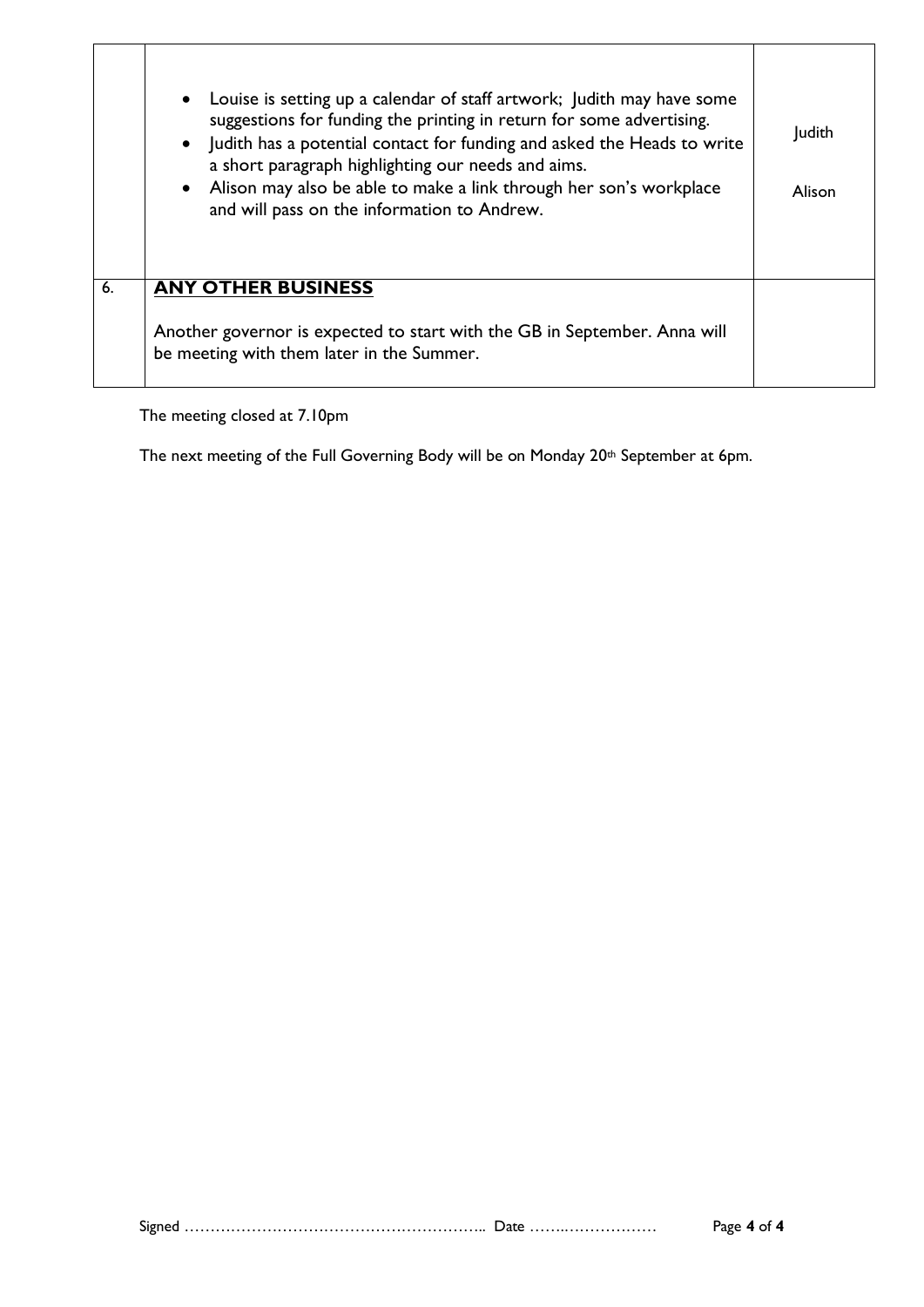| | | |
|---|---|---|
| | • Louise is setting up a calendar of staff artwork; Judith may have some suggestions for funding the printing in return for some advertising.<br>• Judith has a potential contact for funding and asked the Heads to write a short paragraph highlighting our needs and aims.<br>• Alison may also be able to make a link through her son's workplace and will pass on the information to Andrew. | Judith<br><br>Alison |
| 6. | **ANY OTHER BUSINESS**<br><br>Another governor is expected to start with the GB in September. Anna will be meeting with them later in the Summer. | |

The meeting closed at 7.10pm

The next meeting of the Full Governing Body will be on Monday 20th September at 6pm.

Signed ………………………………………………….. Date ……..………………